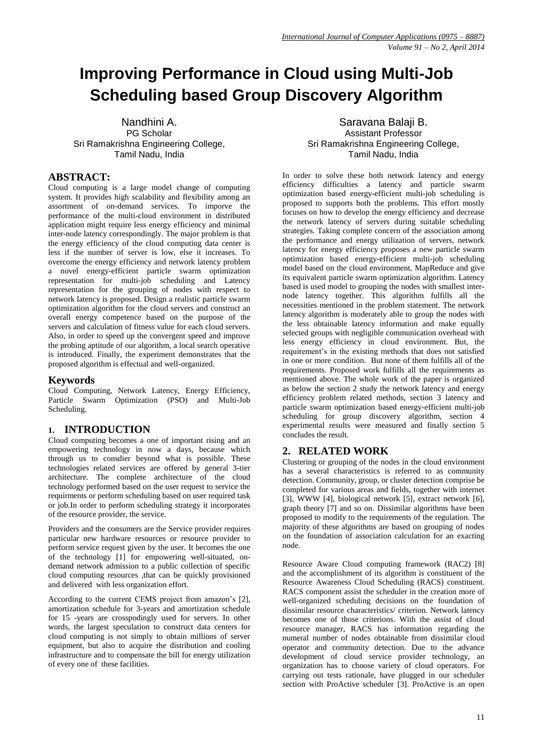# Improving Performance in Cloud using Multi-Job Scheduling based Group Discovery Algorithm

Nandhini A.
PG Scholar
Sri Ramakrishna Engineering College,
Tamil Nadu, India

Saravana Balaji B.
Assistant Professor
Sri Ramakrishna Engineering College,
Tamil Nadu, India

## ABSTRACT:

Cloud computing is a large model change of computing system. It provides high scalability and flexibility among an assortment of on-demand services. To imporve the performance of the multi-cloud environment in distributed application might require less energy efficiency and minimal inter-node latency correspondingly. The major problem is that the energy efficiency of the cloud computing data center is less if the number of server is low, else it increases. To overcome the energy efficiency and network latency problem a novel energy-efficient particle swarm optimization representation for multi-job scheduling and Latency representation for the grouping of nodes with respect to network latency is proposed. Design a realistic particle swarm optimization algorithm for the cloud servers and construct an overall energy competence based on the purpose of the servers and calculation of fitness value for each cloud servers. Also, in order to speed up the convergent speed and improve the probing aptitude of our algorithm, a local search operative is introduced. Finally, the experiment demonstrates that the proposed algorithm is effectual and well-organized.

## Keywords

Cloud Computing, Network Latency, Energy Efficiency, Particle Swarm Optimization (PSO) and Multi-Job Scheduling.

## 1. INTRODUCTION

Cloud computing becomes a one of important rising and an empowering technology in now a days, because which through us to consdier beyond what is possible. These technologies related services are offered by general 3-tier architecture. The complete architecture of the cloud technology performed based on the user request to service the requirments or perform scheduling based on user required task or job.In order to perform scheduling strategy it incorporates of the resource provider, the service.

Providers and the consumers are the Service provider requires particular new hardware resources or resource provider to perform service request given by the user. It becomes the one of the technology [1] for empowering well-situated, on-demand network admission to a public collection of specific cloud computing resources ,that can be quickly provisioned and delivered with less organization effort.

According to the current CEMS project from amazon's [2], amortization schedule for 3-years and amortization schedule for 15 -years are crosspodingly used for servers. In other words, the largest speculation to construct data centers for cloud computing is not simply to obtain millions of server equipment, but also to acquire the distribution and cooling infrastructure and to compensate the bill for energy utilization of every one of these facilities.

In order to solve these both network latency and energy efficiency difficulties a latency and particle swarm optimization based energy-efficient multi-job scheduling is proposed to supports both the problems. This effort mostly focuses on how to develop the energy efficiency and decrease the network latency of servers during suitable scheduling strategies. Taking complete concern of the association among the performance and energy utilization of servers, network latency for energy efficiency proposes a new particle swarm optimization based energy-efficient multi-job scheduling model based on the cloud environment, MapReduce and give its equivalent particle swarm optimization algorithm. Latency based is used model to grouping the nodes with smallest inter-node latency together. This algorithm fulfills all the necessities mentioned in the problem statement. The network latency algorithm is moderately able to group the nodes with the less obtainable latency information and make equally selected groups with negligible communication overhead with less energy efficiency in cloud environment. But, the requirement's in the existing methods that does not satisfied in one or more condition. But none of them fulfills all of the requirements. Proposed work fulfills all the requirements as mentioned above. The whole work of the paper is organized as below the section 2 study the network latency and energy efficiency problem related methods, section 3 latency and particle swarm optimization based energy-efficient multi-job scheduling for group discovery algorithm, section 4 experimental results were measured and finally section 5 concludes the result.

## 2. RELATED WORK

Clustering or grouping of the nodes in the cloud environment has a several characteristics is referred to as community detection. Community, group, or cluster detection comprise be completed for various areas and fields, together with internet [3], WWW [4], biological network [5], extract network [6], graph theory [7] and so on. Dissimilar algorithms have been proposed to modify to the requirements of the regulation. The majority of these algorithms are based on grouping of nodes on the foundation of association calculation for an exacting node.

Resource Aware Cloud computing framework (RAC2) [8] and the accomplishment of its algorithm is constituent of the Resource Awareness Cloud Scheduling (RACS) constituent. RACS component assist the scheduler in the creation more of well-organized scheduling decisions on the foundation of dissimilar resource characteristics/ criterion. Network latency becomes one of those criterions. With the assist of cloud resource manager, RACS has information regarding the numeral number of nodes obtainable from dissimilar cloud operator and community detection. Due to the advance development of cloud service provider technology, an organization has to choose variety of cloud operators. For carrying out tests rationale, have plugged in our scheduler section with ProActive scheduler [3]. ProActive is an open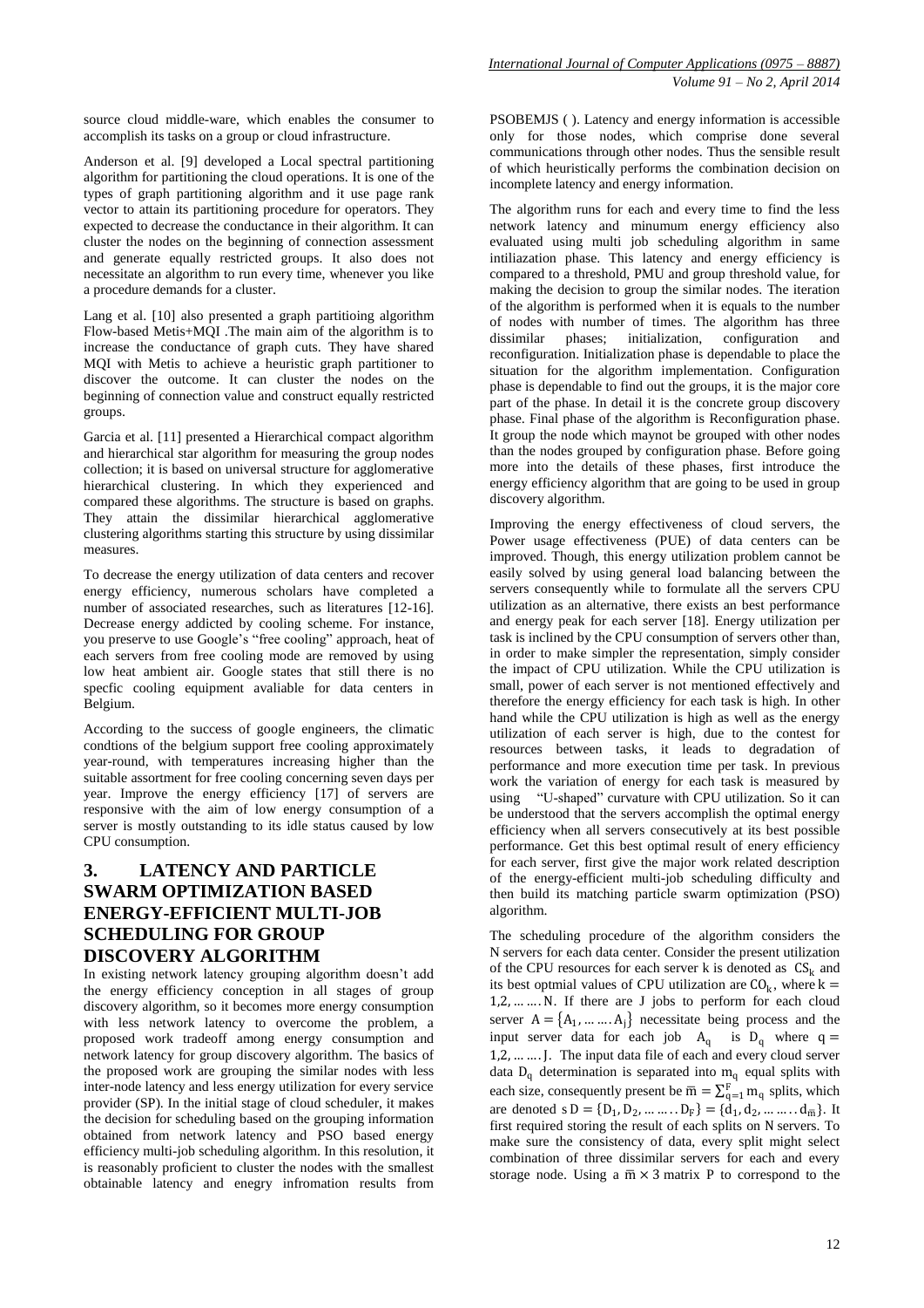source cloud middle-ware, which enables the consumer to accomplish its tasks on a group or cloud infrastructure.

Anderson et al. [9] developed a Local spectral partitioning algorithm for partitioning the cloud operations. It is one of the types of graph partitioning algorithm and it use page rank vector to attain its partitioning procedure for operators. They expected to decrease the conductance in their algorithm. It can cluster the nodes on the beginning of connection assessment and generate equally restricted groups. It also does not necessitate an algorithm to run every time, whenever you like a procedure demands for a cluster.

Lang et al. [10] also presented a graph partitioing algorithm Flow-based Metis+MQI .The main aim of the algorithm is to increase the conductance of graph cuts. They have shared MQI with Metis to achieve a heuristic graph partitioner to discover the outcome. It can cluster the nodes on the beginning of connection value and construct equally restricted groups.

Garcia et al. [11] presented a Hierarchical compact algorithm and hierarchical star algorithm for measuring the group nodes collection; it is based on universal structure for agglomerative hierarchical clustering. In which they experienced and compared these algorithms. The structure is based on graphs. They attain the dissimilar hierarchical agglomerative clustering algorithms starting this structure by using dissimilar measures.

To decrease the energy utilization of data centers and recover energy efficiency, numerous scholars have completed a number of associated researches, such as literatures [12-16]. Decrease energy addicted by cooling scheme. For instance, you preserve to use Google's "free cooling" approach, heat of each servers from free cooling mode are removed by using low heat ambient air. Google states that still there is no specfic cooling equipment avaliable for data centers in Belgium.

According to the success of google engineers, the climatic condtions of the belgium support free cooling approximately year-round, with temperatures increasing higher than the suitable assortment for free cooling concerning seven days per year. Improve the energy efficiency [17] of servers are responsive with the aim of low energy consumption of a server is mostly outstanding to its idle status caused by low CPU consumption.

## 3. LATENCY AND PARTICLE SWARM OPTIMIZATION BASED ENERGY-EFFICIENT MULTI-JOB SCHEDULING FOR GROUP DISCOVERY ALGORITHM

In existing network latency grouping algorithm doesn't add the energy efficiency conception in all stages of group discovery algorithm, so it becomes more energy consumption with less network latency to overcome the problem, a proposed work tradeoff among energy consumption and network latency for group discovery algorithm. The basics of the proposed work are grouping the similar nodes with less inter-node latency and less energy utilization for every service provider (SP). In the initial stage of cloud scheduler, it makes the decision for scheduling based on the grouping information obtained from network latency and PSO based energy efficiency multi-job scheduling algorithm. In this resolution, it is reasonably proficient to cluster the nodes with the smallest obtainable latency and enegry infromation results from PSOBEMJS ( ). Latency and energy information is accessible only for those nodes, which comprise done several communications through other nodes. Thus the sensible result of which heuristically performs the combination decision on incomplete latency and energy information.

The algorithm runs for each and every time to find the less network latency and minumum energy efficiency also evaluated using multi job scheduling algorithm in same intiliazation phase. This latency and energy efficiency is compared to a threshold, PMU and group threshold value, for making the decision to group the similar nodes. The iteration of the algorithm is performed when it is equals to the number of nodes with number of times. The algorithm has three dissimilar phases; initialization, configuration and reconfiguration. Initialization phase is dependable to place the situation for the algorithm implementation. Configuration phase is dependable to find out the groups, it is the major core part of the phase. In detail it is the concrete group discovery phase. Final phase of the algorithm is Reconfiguration phase. It group the node which maynot be grouped with other nodes than the nodes grouped by configuration phase. Before going more into the details of these phases, first introduce the energy efficiency algorithm that are going to be used in group discovery algorithm.

Improving the energy effectiveness of cloud servers, the Power usage effectiveness (PUE) of data centers can be improved. Though, this energy utilization problem cannot be easily solved by using general load balancing between the servers consequently while to formulate all the servers CPU utilization as an alternative, there exists an best performance and energy peak for each server [18]. Energy utilization per task is inclined by the CPU consumption of servers other than, in order to make simpler the representation, simply consider the impact of CPU utilization. While the CPU utilization is small, power of each server is not mentioned effectively and therefore the energy efficiency for each task is high. In other hand while the CPU utilization is high as well as the energy utilization of each server is high, due to the contest for resources between tasks, it leads to degradation of performance and more execution time per task. In previous work the variation of energy for each task is measured by using "U-shaped" curvature with CPU utilization. So it can be understood that the servers accomplish the optimal energy efficiency when all servers consecutively at its best possible performance. Get this best optimal result of enery efficiency for each server, first give the major work related description of the energy-efficient multi-job scheduling difficulty and then build its matching particle swarm optimization (PSO) algorithm.

The scheduling procedure of the algorithm considers the N servers for each data center. Consider the present utilization of the CPU resources for each server k is denoted as $CS_k$ and its best optmial values of CPU utilization are $CO_k$, where $k = 1,2, \ldots \ldots N$. If there are J jobs to perform for each cloud server $A = \{A_1, \ldots \ldots A_j\}$ necessitate being process and the input server data for each job $A_q$ is $D_q$ where $q = 1,2, \ldots \ldots J$. The input data file of each and every cloud server data $D_q$ determination is separated into $m_q$ equal splits with each size, consequently present be $\overline{m} = \sum_{q=1}^{F} m_q$ splits, which are denoted $s\,D = \{D_1, D_2, \ldots \ldots D_F\} = \{d_1, d_2, \ldots \ldots d_{\overline{m}}\}$. It first required storing the result of each splits on N servers. To make sure the consistency of data, every split might select combination of three dissimilar servers for each and every storage node. Using a $\overline{m} \times 3$ matrix P to correspond to the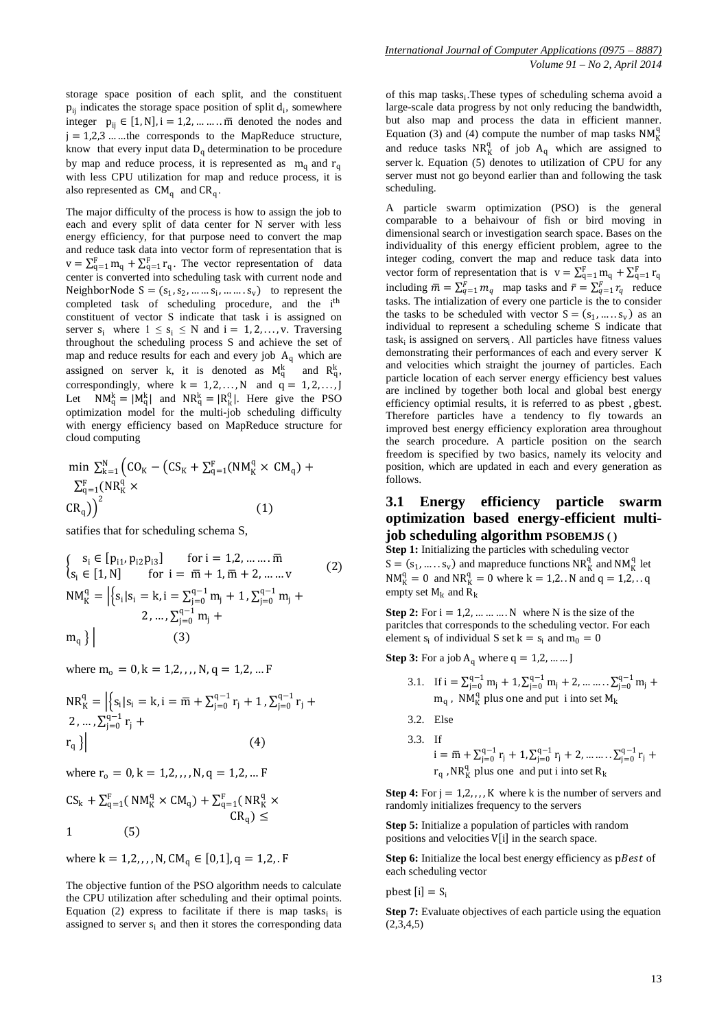storage space position of each split, and the constituent $p_{ij}$ indicates the storage space position of split $d_i$, somewhere integer $p_{ij} \in [1, N], i = 1,2, \ldots \ldots \bar{m}$ denoted the nodes and $j = 1,2,3 \ldots \ldots$ the corresponds to the MapReduce structure, know that every input data $D_q$ determination to be procedure by map and reduce process, it is represented as $m_q$ and $r_q$ with less CPU utilization for map and reduce process, it is also represented as $CM_q$ and $CR_q$.

The major difficulty of the process is how to assign the job to each and every split of data center for N server with less energy efficiency, for that purpose need to convert the map and reduce task data into vector form of representation that is $v = \sum_{q=1}^{F} m_q + \sum_{q=1}^{F} r_q$. The vector representation of data center is converted into scheduling task with current node and NeighborNode $S = (s_1, s_2, \ldots \ldots s_i, \ldots \ldots . s_v)$ to represent the completed task of scheduling procedure, and the $i^{th}$ constituent of vector S indicate that task i is assigned on server $s_i$ where $1 \le s_i \le N$ and $i = 1,2, \ldots, v$. Traversing throughout the scheduling process S and achieve the set of map and reduce results for each and every job $A_q$ which are assigned on server k, it is denoted as $M_q^k$ and $R_q^k$, correspondingly, where $k = 1,2, \ldots, N$ and $q = 1,2, \ldots, J$ Let $NM_q^k = |M_q^k|$ and $NR_q^k = |R_k^q|$. Here give the PSO optimization model for the multi-job scheduling difficulty with energy efficiency based on MapReduce structure for cloud computing

$$\min \sum_{k=1}^{N} \left( CO_K - \left( CS_K + \sum_{q=1}^{F} (NM_K^q \times CM_q) + \sum_{q=1}^{F} (NR_K^q \times CR_q) \right) \right)^2 \qquad (1)$$

satifies that for scheduling schema S,

$$\begin{cases} s_i \in [p_{i1}, p_{i2} p_{i3}] & \text{for } i = 1,2, \ldots \ldots . \bar{m} \\ s_i \in [1, N] & \text{for } i = \bar{m} + 1, \bar{m} + 2, \ldots \ldots v \end{cases} \qquad (2)$$

$$NM_K^q = \left| \left\{ s_i | s_i = k, i = \sum_{j=0}^{q-1} m_j + 1, \sum_{j=0}^{q-1} m_j + 2, \ldots, \sum_{j=0}^{q-1} m_j + m_q \right\} \right| \qquad (3)$$

where $m_o = 0, k = 1,2,,, N, q = 1,2, \ldots F$

$$NR_K^q = \left| \left\{ s_i | s_i = k, i = \bar{m} + \sum_{j=0}^{q-1} r_j + 1, \sum_{j=0}^{q-1} r_j + 2, \ldots, \sum_{j=0}^{q-1} r_j + r_q \right\} \right| \qquad (4)$$

where $r_o = 0, k = 1,2,,, N, q = 1,2, \ldots F$

$$CS_k + \sum_{q=1}^{F} ( NM_K^q \times CM_q) + \sum_{q=1}^{F} ( NR_K^q \times CR_q) \le 1 \qquad (5)$$

where $k = 1,2,,, N, CM_q \in [0,1], q = 1,2, . F$

The objective funtion of the PSO algorithm needs to calculate the CPU utilization after scheduling and their optimal points. Equation (2) express to facilitate if there is map $tasks_i$ is assigned to server $s_i$ and then it stores the corresponding data of this map $tasks_i$. These types of scheduling schema avoid a large-scale data progress by not only reducing the bandwidth, but also map and process the data in efficient manner. Equation (3) and (4) compute the number of map tasks $NM_K^q$ and reduce tasks $NR_K^q$ of job $A_q$ which are assigned to server k. Equation (5) denotes to utilization of CPU for any server must not go beyond earlier than and following the task scheduling.

A particle swarm optimization (PSO) is the general comparable to a behaivour of fish or bird moving in dimensional search or investigation search space. Bases on the individuality of this energy efficient problem, agree to the integer coding, convert the map and reduce task data into vector form of representation that is $v = \sum_{q=1}^{F} m_q + \sum_{q=1}^{F} r_q$ including $\bar{m} = \sum_{q=1}^{F} m_q$ map tasks and $\bar{r} = \sum_{q=1}^{F} r_q$ reduce tasks. The intialization of every one particle is the to consider the tasks to be scheduled with vector $S = (s_1, \ldots . s_v)$ as an individual to represent a scheduling scheme S indicate that $task_i$ is assigned on $servers_i$. All particles have fitness values demonstrating their performances of each and every server K and velocities which straight the journey of particles. Each particle location of each server energy efficiency best values are inclined by together both local and global best energy efficiency optimial results, it is referred to as pbest , gbest. Therefore particles have a tendency to fly towards an improved best energy efficiency exploration area throughout the search procedure. A particle position on the search freedom is specified by two basics, namely its velocity and position, which are updated in each and every generation as follows.

### 3.1 Energy efficiency particle swarm optimization based energy-efficient multi-job scheduling algorithm PSOBEMJS ( )

**Step 1:** Initializing the particles with scheduling vector $S = (s_1, \ldots . s_v)$ and mapreduce functions $NR_K^q$ and $NM_K^q$ let $NM_K^q = 0$ and $NR_K^q = 0$ where $k = 1,2. . N$ and $q = 1,2, . . q$ empty set $M_k$ and $R_k$

**Step 2:** For $i = 1,2, \ldots \ldots \ldots . N$ where N is the size of the paritcles that corresponds to the scheduling vector. For each element $s_i$ of individual S set $k = s_i$ and $m_0 = 0$

**Step 3:** For a job $A_q$ where $q = 1,2, \ldots \ldots J$

3.1. If $i = \sum_{j=0}^{q-1} m_j + 1, \sum_{j=0}^{q-1} m_j + 2, \ldots \ldots . \sum_{j=0}^{q-1} m_j + m_q$, $NM_K^q$ plus one and put i into set $M_k$

3.2. Else

3.3. If $i = \bar{m} + \sum_{j=0}^{q-1} r_j + 1, \sum_{j=0}^{q-1} r_j + 2, \ldots \ldots . \sum_{j=0}^{q-1} r_j + r_q$, $NR_K^q$ plus one and put i into set $R_k$

**Step 4:** For $j = 1,2,,, K$ where k is the number of servers and randomly initializes frequency to the servers

**Step 5:** Initialize a population of particles with random positions and velocities V[i] in the search space.

**Step 6:** Initialize the local best energy efficiency as $pBest$ of each scheduling vector

$\text{pbest}[i] = S_i$

**Step 7:** Evaluate objectives of each particle using the equation (2,3,4,5)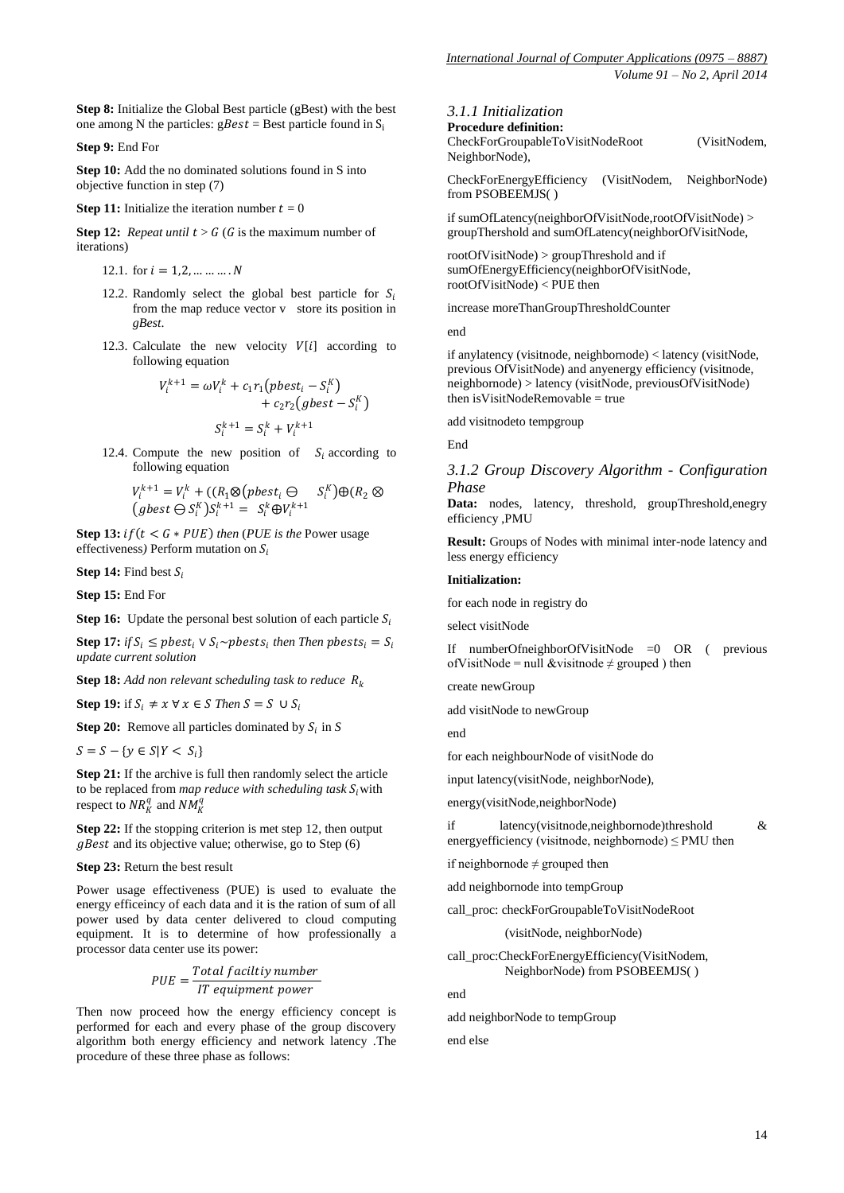**Step 8:** Initialize the Global Best particle (gBest) with the best one among N the particles: $gBest$ = Best particle found in $S_i$

**Step 9:** End For

**Step 10:** Add the no dominated solutions found in S into objective function in step (7)

**Step 11:** Initialize the iteration number $t = 0$

**Step 12:** *Repeat until* $t > G$ ($G$ is the maximum number of iterations)

12.1. for $i = 1,2, \ldots \ldots \ldots . N$

12.2. Randomly select the global best particle for $S_i$ from the map reduce vector v store its position in *gBest*.

12.3. Calculate the new velocity $V[i]$ according to following equation

$$V_i^{k+1} = \omega V_i^k + c_1 r_1 (pbest_i - S_i^K) + c_2 r_2 (gbest - S_i^K)$$

$$S_i^{k+1} = S_i^k + V_i^{k+1}$$

12.4. Compute the new position of $S_i$ according to following equation

$$V_i^{k+1} = V_i^k + ((R_1 \otimes (pbest_i \ominus S_i^K) \oplus (R_2 \otimes (gbest \ominus S_i^K) S_i^{k+1} = S_i^k \oplus V_i^{k+1}$$

**Step 13:** $if (t < G * PUE)$ *then* (*PUE is the* Power usage effectiveness*)* Perform mutation on $S_i$

**Step 14:** Find best $S_i$

**Step 15:** End For

**Step 16:** Update the personal best solution of each particle $S_i$

**Step 17:** *if* $S_i \leq pbest_i \vee S_i \sim pbests_i$ *then Then* $pbests_i = S_i$ *update current solution*

**Step 18:** *Add non relevant scheduling task to reduce* $R_k$

**Step 19:** if $S_i \neq x \; \forall x \in S$ *Then* $S = S \cup S_i$

**Step 20:** Remove all particles dominated by $S_i$ in *S*

$S = S - \{y \in S | Y < S_i\}$

**Step 21:** If the archive is full then randomly select the article to be replaced from *map reduce with scheduling task* $S_i$ with respect to $NR_K^q$ and $NM_K^q$

**Step 22:** If the stopping criterion is met step 12, then output $gBest$ and its objective value; otherwise, go to Step (6)

**Step 23:** Return the best result

Power usage effectiveness (PUE) is used to evaluate the energy efficeincy of each data and it is the ration of sum of all power used by data center delivered to cloud computing equipment. It is to determine of how professionally a processor data center use its power:

$$PUE = \frac{Total\ faciltiy\ number}{IT\ equipment\ power}$$

Then now proceed how the energy efficiency concept is performed for each and every phase of the group discovery algorithm both energy efficiency and network latency .The procedure of these three phase as follows:

### *3.1.1 Initialization*

**Procedure definition:**

CheckForGroupableToVisitNodeRoot (VisitNodem, NeighborNode),

CheckForEnergyEfficiency (VisitNodem, NeighborNode) from PSOBEEMJS( )

if sumOfLatency(neighborOfVisitNode,rootOfVisitNode) > groupThershold and sumOfLatency(neighborOfVisitNode,

rootOfVisitNode) > groupThreshold and if sumOfEnergyEfficiency(neighborOfVisitNode, rootOfVisitNode) < PUE then

increase moreThanGroupThresholdCounter

end

if anylatency (visitnode, neighbornode) < latency (visitNode, previous OfVisitNode) and anyenergy efficiency (visitnode, neighbornode) > latency (visitNode, previousOfVisitNode) then isVisitNodeRemovable = true

add visitnodeto tempgroup

End

### *3.1.2 Group Discovery Algorithm - Configuration Phase*

**Data:** nodes, latency, threshold, groupThreshold,enegry efficiency ,PMU

**Result:** Groups of Nodes with minimal inter-node latency and less energy efficiency

**Initialization:**

for each node in registry do

select visitNode

If numberOfneighborOfVisitNode =0 OR ( previous ofVisitNode = null &visitnode ≠ grouped ) then

create newGroup

add visitNode to newGroup

end

for each neighbourNode of visitNode do

input latency(visitNode, neighborNode),

energy(visitNode,neighborNode)

if latency(visitnode,neighbornode)threshold & energyefficiency (visitnode, neighbornode) ≤ PMU then

if neighbornode ≠ grouped then

add neighbornode into tempGroup

call_proc: checkForGroupableToVisitNodeRoot

(visitNode, neighborNode)

call_proc:CheckForEnergyEfficiency(VisitNodem, NeighborNode) from PSOBEEMJS( )

end

add neighborNode to tempGroup

end else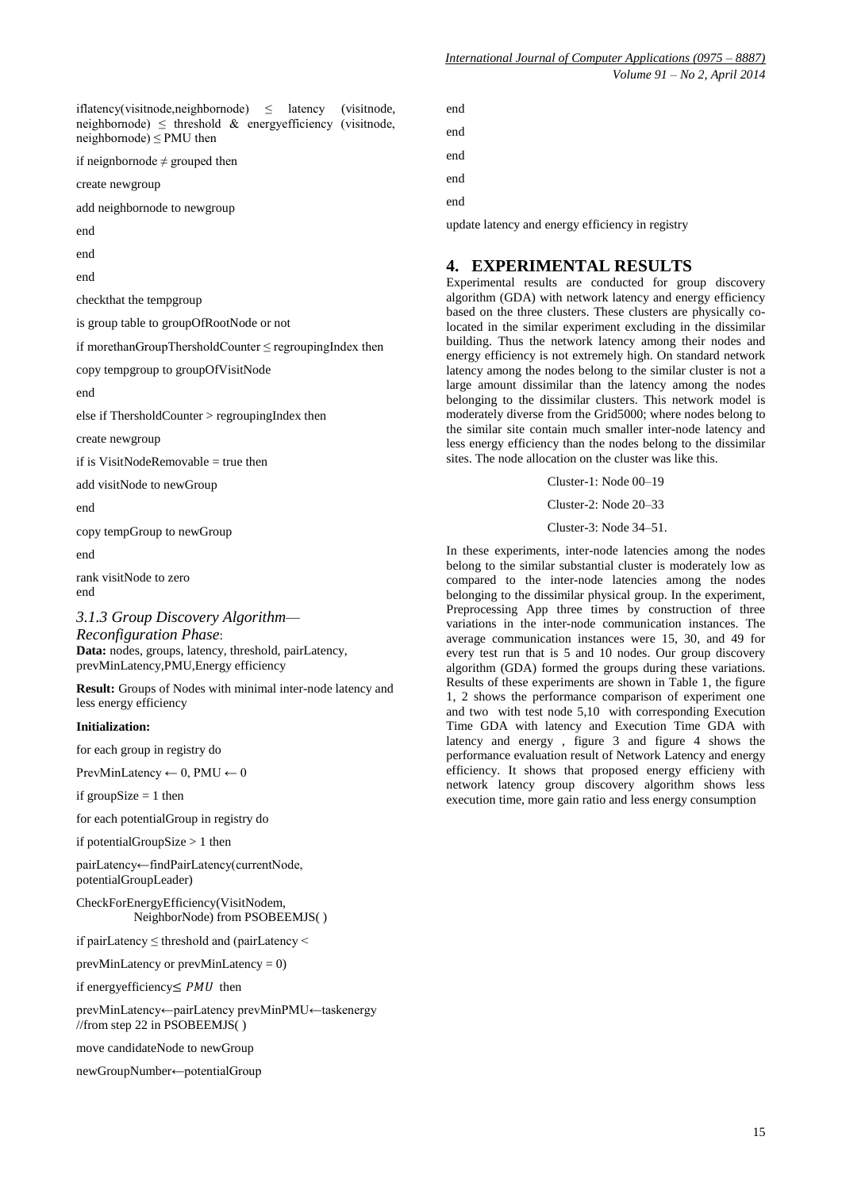iflatency(visitnode,neighbornode) ≤ latency (visitnode, neighbornode) ≤ threshold & energyefficiency (visitnode, neighbornode) ≤ PMU then

if neignbornode ≠ grouped then

create newgroup

add neighbornode to newgroup

end

end

end

checkthat the tempgroup

is group table to groupOfRootNode or not

if morethanGroupThersholdCounter ≤ regroupingIndex then

copy tempgroup to groupOfVisitNode

end

else if ThersholdCounter > regroupingIndex then

create newgroup

if is VisitNodeRemovable = true then

add visitNode to newGroup

end

copy tempGroup to newGroup

end

rank visitNode to zero
end

### *3.1.3 Group Discovery Algorithm—Reconfiguration Phase*:

**Data:** nodes, groups, latency, threshold, pairLatency, prevMinLatency,PMU,Energy efficiency

**Result:** Groups of Nodes with minimal inter-node latency and less energy efficiency

**Initialization:**

for each group in registry do

PrevMinLatency ← 0, PMU ← 0

if groupSize = 1 then

for each potentialGroup in registry do

if potentialGroupSize > 1 then

pairLatency←findPairLatency(currentNode, potentialGroupLeader)

CheckForEnergyEfficiency(VisitNodem, NeighborNode) from PSOBEEMJS( )

if pairLatency ≤ threshold and (pairLatency <

prevMinLatency or prevMinLatency = 0)

if energyefficiency≤ $PMU$ then

prevMinLatency←pairLatency prevMinPMU←taskenergy //from step 22 in PSOBEEMJS( )

move candidateNode to newGroup

newGroupNumber←potentialGroup

end

end

end

end

end

update latency and energy efficiency in registry

## 4. EXPERIMENTAL RESULTS

Experimental results are conducted for group discovery algorithm (GDA) with network latency and energy efficiency based on the three clusters. These clusters are physically co-located in the similar experiment excluding in the dissimilar building. Thus the network latency among their nodes and energy efficiency is not extremely high. On standard network latency among the nodes belong to the similar cluster is not a large amount dissimilar than the latency among the nodes belonging to the dissimilar clusters. This network model is moderately diverse from the Grid5000; where nodes belong to the similar site contain much smaller inter-node latency and less energy efficiency than the nodes belong to the dissimilar sites. The node allocation on the cluster was like this.

Cluster-1: Node 00–19

Cluster-2: Node 20–33

Cluster-3: Node 34–51.

In these experiments, inter-node latencies among the nodes belong to the similar substantial cluster is moderately low as compared to the inter-node latencies among the nodes belonging to the dissimilar physical group. In the experiment, Preprocessing App three times by construction of three variations in the inter-node communication instances. The average communication instances were 15, 30, and 49 for every test run that is 5 and 10 nodes. Our group discovery algorithm (GDA) formed the groups during these variations. Results of these experiments are shown in Table 1, the figure 1, 2 shows the performance comparison of experiment one and two with test node 5,10 with corresponding Execution Time GDA with latency and Execution Time GDA with latency and energy , figure 3 and figure 4 shows the performance evaluation result of Network Latency and energy efficiency. It shows that proposed energy efficieny with network latency group discovery algorithm shows less execution time, more gain ratio and less energy consumption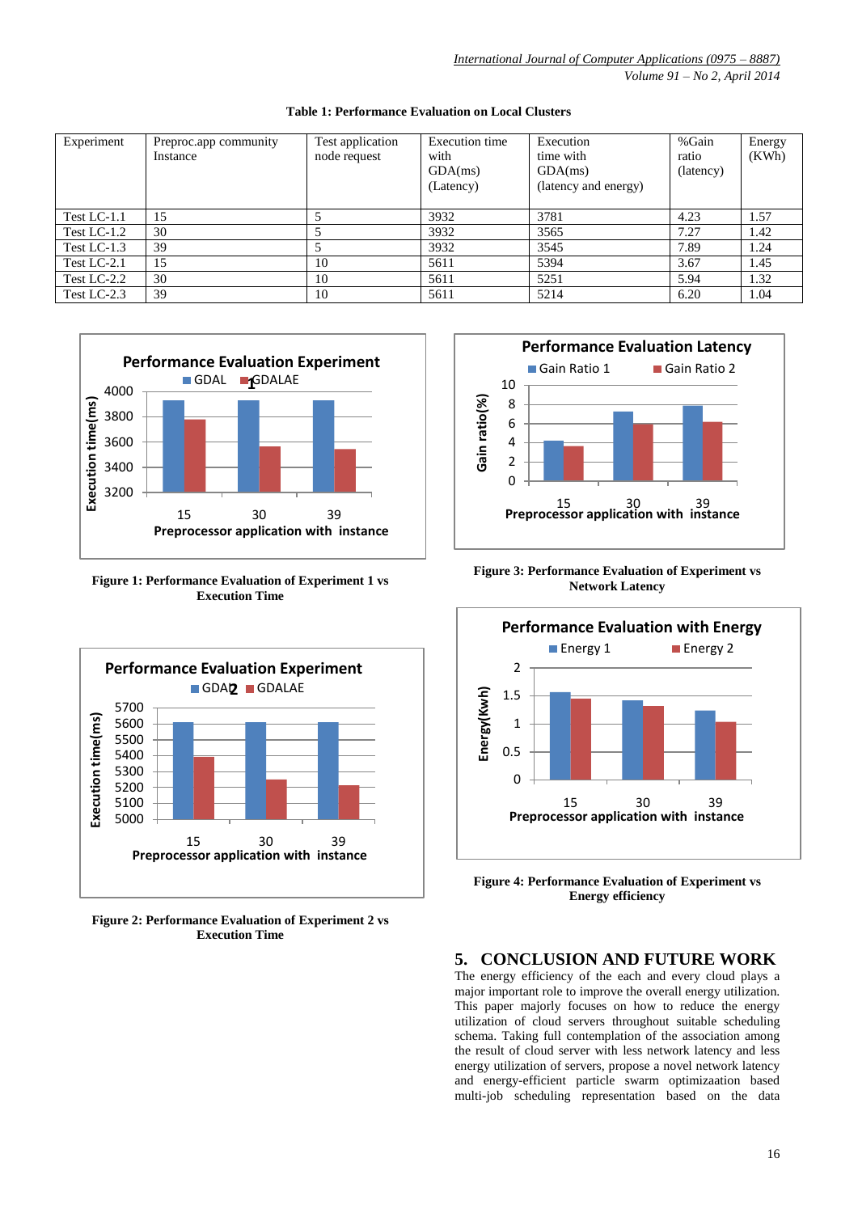**Table 1: Performance Evaluation on Local Clusters**

| Experiment | Preproc.app community Instance | Test application node request | Execution time with GDA(ms) (Latency) | Execution time with GDA(ms) (latency and energy) | %Gain ratio (latency) | Energy (KWh) |
|---|---|---|---|---|---|---|
| Test LC-1.1 | 15 | 5 | 3932 | 3781 | 4.23 | 1.57 |
| Test LC-1.2 | 30 | 5 | 3932 | 3565 | 7.27 | 1.42 |
| Test LC-1.3 | 39 | 5 | 3932 | 3545 | 7.89 | 1.24 |
| Test LC-2.1 | 15 | 10 | 5611 | 5394 | 3.67 | 1.45 |
| Test LC-2.2 | 30 | 10 | 5611 | 5251 | 5.94 | 1.32 |
| Test LC-2.3 | 39 | 10 | 5611 | 5214 | 6.20 | 1.04 |

**Figure 1: Performance Evaluation of Experiment 1 vs Execution Time**

**Figure 2: Performance Evaluation of Experiment 2 vs Execution Time**

**Figure 3: Performance Evaluation of Experiment vs Network Latency**

**Figure 4: Performance Evaluation of Experiment vs Energy efficiency**

## 5. CONCLUSION AND FUTURE WORK

The energy efficiency of the each and every cloud plays a major important role to improve the overall energy utilization. This paper majorly focuses on how to reduce the energy utilization of cloud servers throughout suitable scheduling schema. Taking full contemplation of the association among the result of cloud server with less network latency and less energy utilization of servers, propose a novel network latency and energy-efficient particle swarm optimizaation based multi-job scheduling representation based on the data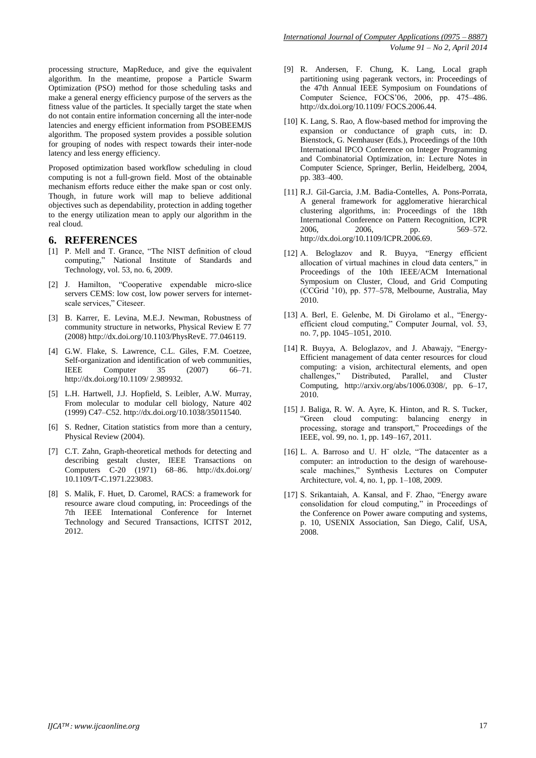processing structure, MapReduce, and give the equivalent algorithm. In the meantime, propose a Particle Swarm Optimization (PSO) method for those scheduling tasks and make a general energy efficiency purpose of the servers as the fitness value of the particles. It specially target the state when do not contain entire information concerning all the inter-node latencies and energy efficient information from PSOBEEMJS algorithm. The proposed system provides a possible solution for grouping of nodes with respect towards their inter-node latency and less energy efficiency.

Proposed optimization based workflow scheduling in cloud computing is not a full-grown field. Most of the obtainable mechanism efforts reduce either the make span or cost only. Though, in future work will map to believe additional objectives such as dependability, protection in adding together to the energy utilization mean to apply our algorithm in the real cloud.

## 6. REFERENCES

[1] P. Mell and T. Grance, "The NIST definition of cloud computing," National Institute of Standards and Technology, vol. 53, no. 6, 2009.

[2] J. Hamilton, "Cooperative expendable micro-slice servers CEMS: low cost, low power servers for internet-scale services," Citeseer.

[3] B. Karrer, E. Levina, M.E.J. Newman, Robustness of community structure in networks, Physical Review E 77 (2008) http://dx.doi.org/10.1103/PhysRevE. 77.046119.

[4] G.W. Flake, S. Lawrence, C.L. Giles, F.M. Coetzee, Self-organization and identification of web communities, IEEE Computer 35 (2007) 66–71. http://dx.doi.org/10.1109/ 2.989932.

[5] L.H. Hartwell, J.J. Hopfield, S. Leibler, A.W. Murray, From molecular to modular cell biology, Nature 402 (1999) C47–C52. http://dx.doi.org/10.1038/35011540.

[6] S. Redner, Citation statistics from more than a century, Physical Review (2004).

[7] C.T. Zahn, Graph-theoretical methods for detecting and describing gestalt cluster, IEEE Transactions on Computers C-20 (1971) 68–86. http://dx.doi.org/ 10.1109/T-C.1971.223083.

[8] S. Malik, F. Huet, D. Caromel, RACS: a framework for resource aware cloud computing, in: Proceedings of the 7th IEEE International Conference for Internet Technology and Secured Transactions, ICITST 2012, 2012.

[9] R. Andersen, F. Chung, K. Lang, Local graph partitioning using pagerank vectors, in: Proceedings of the 47th Annual IEEE Symposium on Foundations of Computer Science, FOCS'06, 2006, pp. 475–486. http://dx.doi.org/10.1109/ FOCS.2006.44.

[10] K. Lang, S. Rao, A flow-based method for improving the expansion or conductance of graph cuts, in: D. Bienstock, G. Nemhauser (Eds.), Proceedings of the 10th International IPCO Conference on Integer Programming and Combinatorial Optimization, in: Lecture Notes in Computer Science, Springer, Berlin, Heidelberg, 2004, pp. 383–400.

[11] R.J. Gil-Garcia, J.M. Badia-Contelles, A. Pons-Porrata, A general framework for agglomerative hierarchical clustering algorithms, in: Proceedings of the 18th International Conference on Pattern Recognition, ICPR 2006, 2006, pp. 569–572. http://dx.doi.org/10.1109/ICPR.2006.69.

[12] A. Beloglazov and R. Buyya, "Energy efficient allocation of virtual machines in cloud data centers," in Proceedings of the 10th IEEE/ACM International Symposium on Cluster, Cloud, and Grid Computing (CCGrid '10), pp. 577–578, Melbourne, Australia, May 2010.

[13] A. Berl, E. Gelenbe, M. Di Girolamo et al., "Energy-efficient cloud computing," Computer Journal, vol. 53, no. 7, pp. 1045–1051, 2010.

[14] R. Buyya, A. Beloglazov, and J. Abawajy, "Energy-Efficient management of data center resources for cloud computing: a vision, architectural elements, and open challenges," Distributed, Parallel, and Cluster Computing, http://arxiv.org/abs/1006.0308/, pp. 6–17, 2010.

[15] J. Baliga, R. W. A. Ayre, K. Hinton, and R. S. Tucker, "Green cloud computing: balancing energy in processing, storage and transport," Proceedings of the IEEE, vol. 99, no. 1, pp. 149–167, 2011.

[16] L. A. Barroso and U. H¨ olzle, "The datacenter as a computer: an introduction to the design of warehouse-scale machines," Synthesis Lectures on Computer Architecture, vol. 4, no. 1, pp. 1–108, 2009.

[17] S. Srikantaiah, A. Kansal, and F. Zhao, "Energy aware consolidation for cloud computing," in Proceedings of the Conference on Power aware computing and systems, p. 10, USENIX Association, San Diego, Calif, USA, 2008.